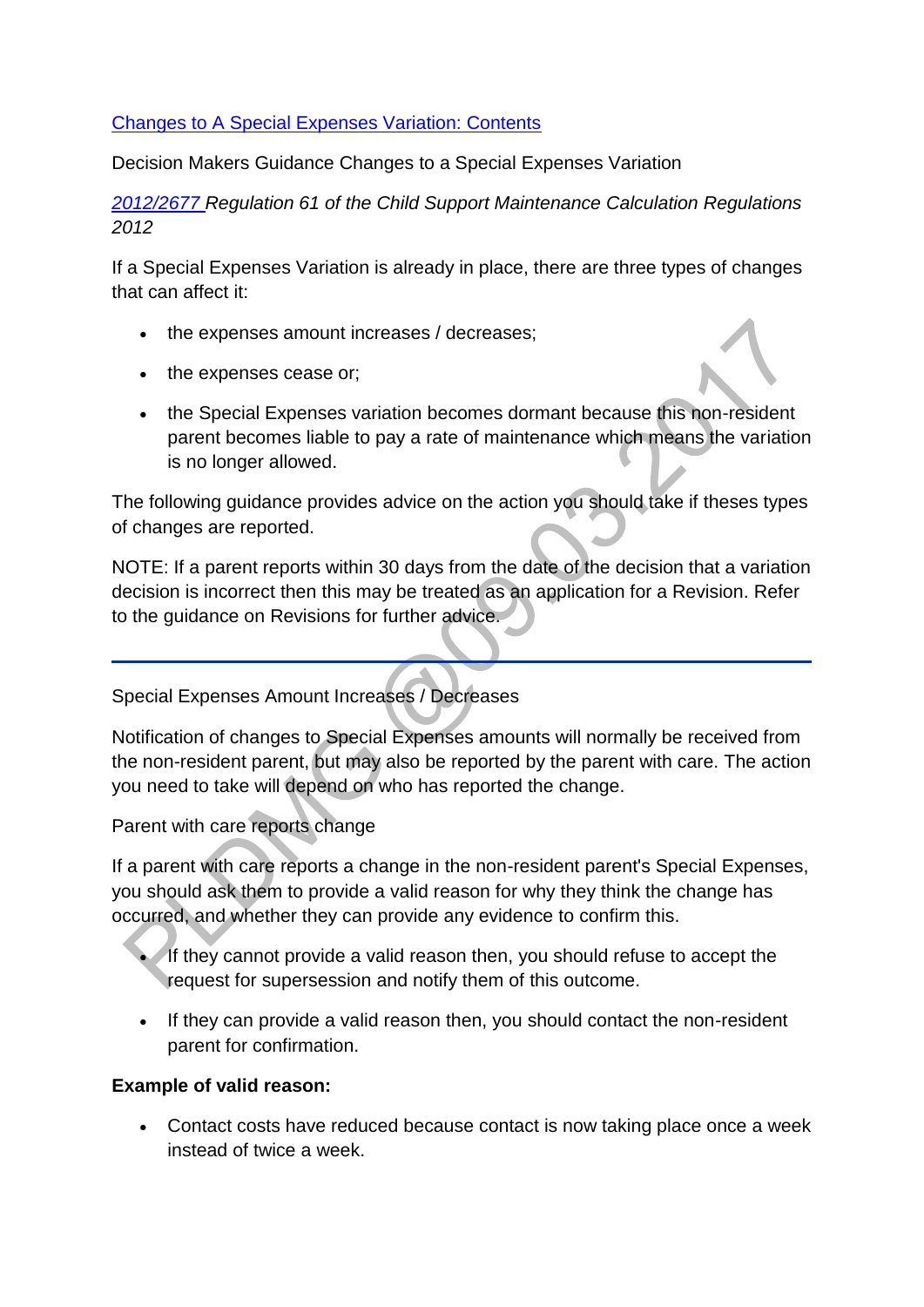[Changes to A Special Expenses Variation: Contents]

Decision Makers Guidance Changes to a Special Expenses Variation

*[2012/2677] Regulation 61 of the Child Support Maintenance Calculation Regulations 2012*

If a Special Expenses Variation is already in place, there are three types of changes that can affect it:

- the expenses amount increases / decreases;
- the expenses cease or;
- the Special Expenses variation becomes dormant because this non-resident parent becomes liable to pay a rate of maintenance which means the variation is no longer allowed.

The following guidance provides advice on the action you should take if theses types of changes are reported.

NOTE: If a parent reports within 30 days from the date of the decision that a variation decision is incorrect then this may be treated as an application for a Revision. Refer to the guidance on Revisions for further advice.

---

Special Expenses Amount Increases / Decreases

Notification of changes to Special Expenses amounts will normally be received from the non-resident parent, but may also be reported by the parent with care. The action you need to take will depend on who has reported the change.

Parent with care reports change

If a parent with care reports a change in the non-resident parent's Special Expenses, you should ask them to provide a valid reason for why they think the change has occurred, and whether they can provide any evidence to confirm this.

- If they cannot provide a valid reason then, you should refuse to accept the request for supersession and notify them of this outcome.
- If they can provide a valid reason then, you should contact the non-resident parent for confirmation.

**Example of valid reason:**

- Contact costs have reduced because contact is now taking place once a week instead of twice a week.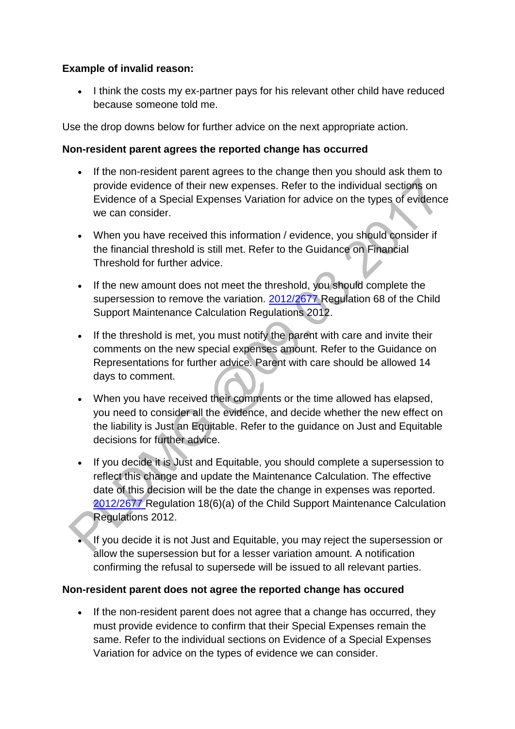**Example of invalid reason:**

- I think the costs my ex-partner pays for his relevant other child have reduced because someone told me.

Use the drop downs below for further advice on the next appropriate action.

**Non-resident parent agrees the reported change has occurred**

- If the non-resident parent agrees to the change then you should ask them to provide evidence of their new expenses. Refer to the individual sections on Evidence of a Special Expenses Variation for advice on the types of evidence we can consider.

- When you have received this information / evidence, you should consider if the financial threshold is still met. Refer to the Guidance on Financial Threshold for further advice.

- If the new amount does not meet the threshold, you should complete the supersession to remove the variation. 2012/2677 Regulation 68 of the Child Support Maintenance Calculation Regulations 2012.

- If the threshold is met, you must notify the parent with care and invite their comments on the new special expenses amount. Refer to the Guidance on Representations for further advice. Parent with care should be allowed 14 days to comment.

- When you have received their comments or the time allowed has elapsed, you need to consider all the evidence, and decide whether the new effect on the liability is Just an Equitable. Refer to the guidance on Just and Equitable decisions for further advice.

- If you decide it is Just and Equitable, you should complete a supersession to reflect this change and update the Maintenance Calculation. The effective date of this decision will be the date the change in expenses was reported. 2012/2677 Regulation 18(6)(a) of the Child Support Maintenance Calculation Regulations 2012.

- If you decide it is not Just and Equitable, you may reject the supersession or allow the supersession but for a lesser variation amount. A notification confirming the refusal to supersede will be issued to all relevant parties.

**Non-resident parent does not agree the reported change has occured**

- If the non-resident parent does not agree that a change has occurred, they must provide evidence to confirm that their Special Expenses remain the same. Refer to the individual sections on Evidence of a Special Expenses Variation for advice on the types of evidence we can consider.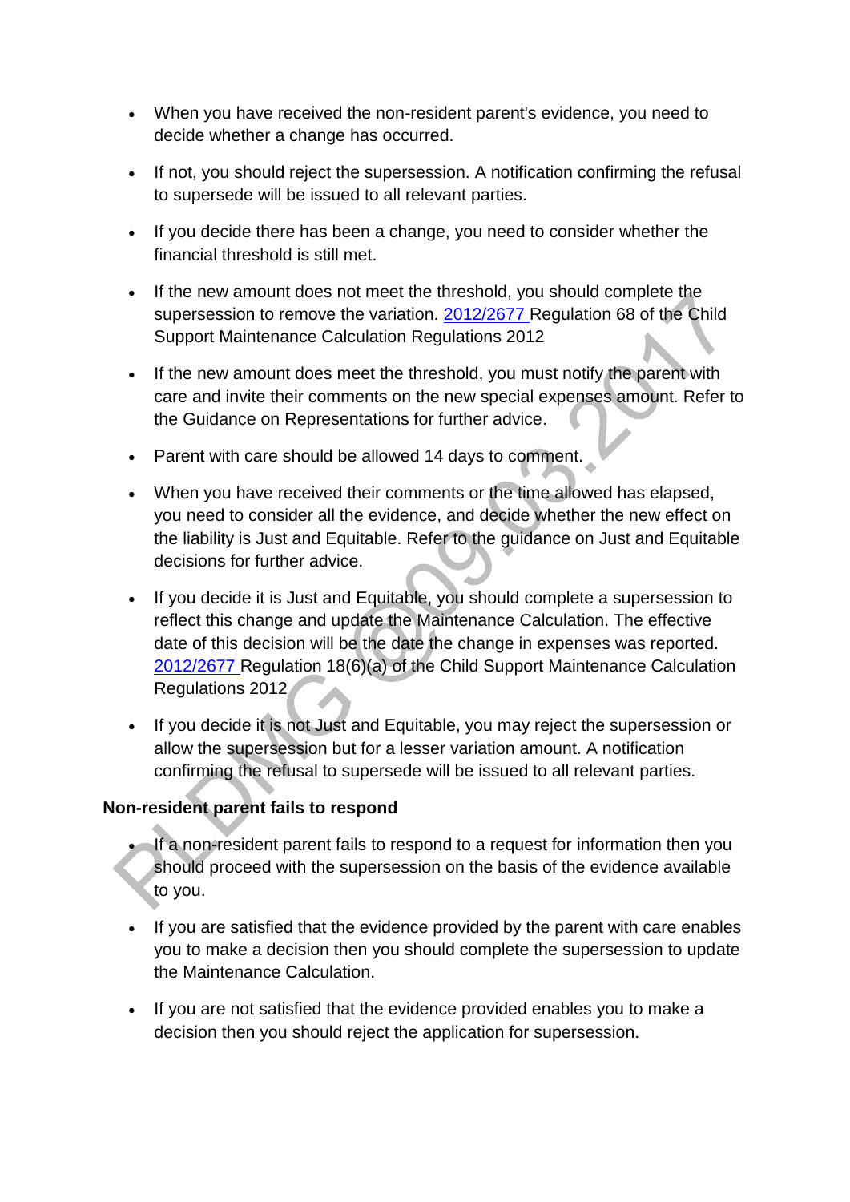- When you have received the non-resident parent's evidence, you need to decide whether a change has occurred.
- If not, you should reject the supersession. A notification confirming the refusal to supersede will be issued to all relevant parties.
- If you decide there has been a change, you need to consider whether the financial threshold is still met.
- If the new amount does not meet the threshold, you should complete the supersession to remove the variation. 2012/2677 Regulation 68 of the Child Support Maintenance Calculation Regulations 2012
- If the new amount does meet the threshold, you must notify the parent with care and invite their comments on the new special expenses amount. Refer to the Guidance on Representations for further advice.
- Parent with care should be allowed 14 days to comment.
- When you have received their comments or the time allowed has elapsed, you need to consider all the evidence, and decide whether the new effect on the liability is Just and Equitable. Refer to the guidance on Just and Equitable decisions for further advice.
- If you decide it is Just and Equitable, you should complete a supersession to reflect this change and update the Maintenance Calculation. The effective date of this decision will be the date the change in expenses was reported. 2012/2677 Regulation 18(6)(a) of the Child Support Maintenance Calculation Regulations 2012
- If you decide it is not Just and Equitable, you may reject the supersession or allow the supersession but for a lesser variation amount. A notification confirming the refusal to supersede will be issued to all relevant parties.

**Non-resident parent fails to respond**

- If a non-resident parent fails to respond to a request for information then you should proceed with the supersession on the basis of the evidence available to you.
- If you are satisfied that the evidence provided by the parent with care enables you to make a decision then you should complete the supersession to update the Maintenance Calculation.
- If you are not satisfied that the evidence provided enables you to make a decision then you should reject the application for supersession.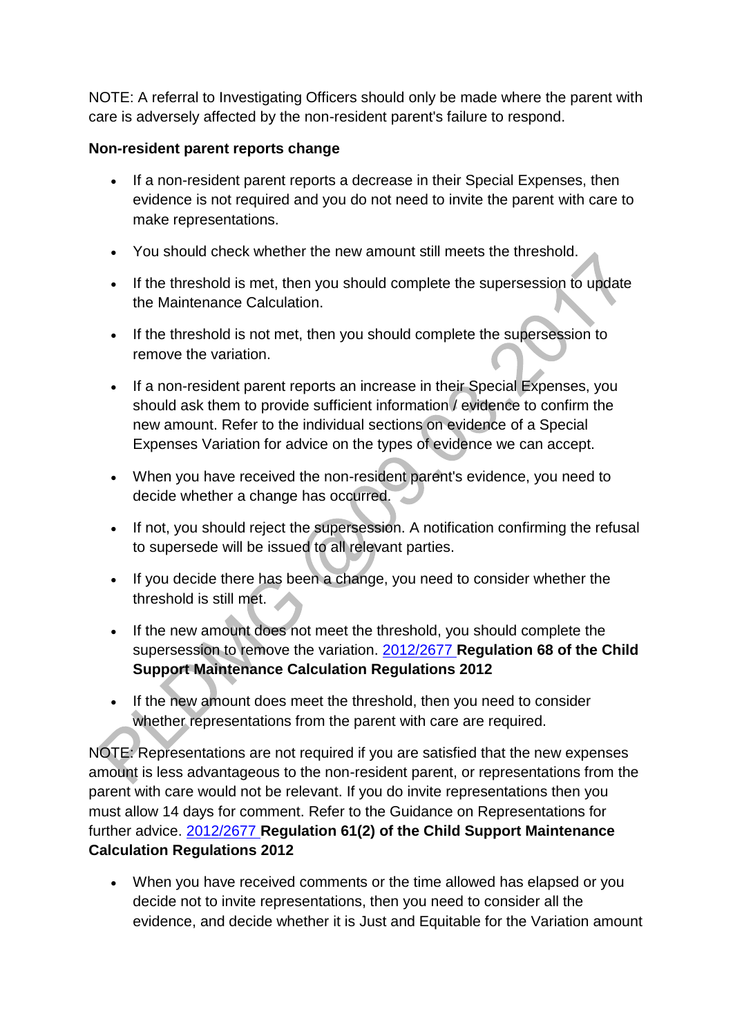NOTE: A referral to Investigating Officers should only be made where the parent with care is adversely affected by the non-resident parent's failure to respond.

**Non-resident parent reports change**

- If a non-resident parent reports a decrease in their Special Expenses, then evidence is not required and you do not need to invite the parent with care to make representations.
- You should check whether the new amount still meets the threshold.
- If the threshold is met, then you should complete the supersession to update the Maintenance Calculation.
- If the threshold is not met, then you should complete the supersession to remove the variation.
- If a non-resident parent reports an increase in their Special Expenses, you should ask them to provide sufficient information / evidence to confirm the new amount. Refer to the individual sections on evidence of a Special Expenses Variation for advice on the types of evidence we can accept.
- When you have received the non-resident parent's evidence, you need to decide whether a change has occurred.
- If not, you should reject the supersession. A notification confirming the refusal to supersede will be issued to all relevant parties.
- If you decide there has been a change, you need to consider whether the threshold is still met.
- If the new amount does not meet the threshold, you should complete the supersession to remove the variation. 2012/2677 **Regulation 68 of the Child Support Maintenance Calculation Regulations 2012**
- If the new amount does meet the threshold, then you need to consider whether representations from the parent with care are required.

NOTE: Representations are not required if you are satisfied that the new expenses amount is less advantageous to the non-resident parent, or representations from the parent with care would not be relevant. If you do invite representations then you must allow 14 days for comment. Refer to the Guidance on Representations for further advice. 2012/2677 **Regulation 61(2) of the Child Support Maintenance Calculation Regulations 2012**

- When you have received comments or the time allowed has elapsed or you decide not to invite representations, then you need to consider all the evidence, and decide whether it is Just and Equitable for the Variation amount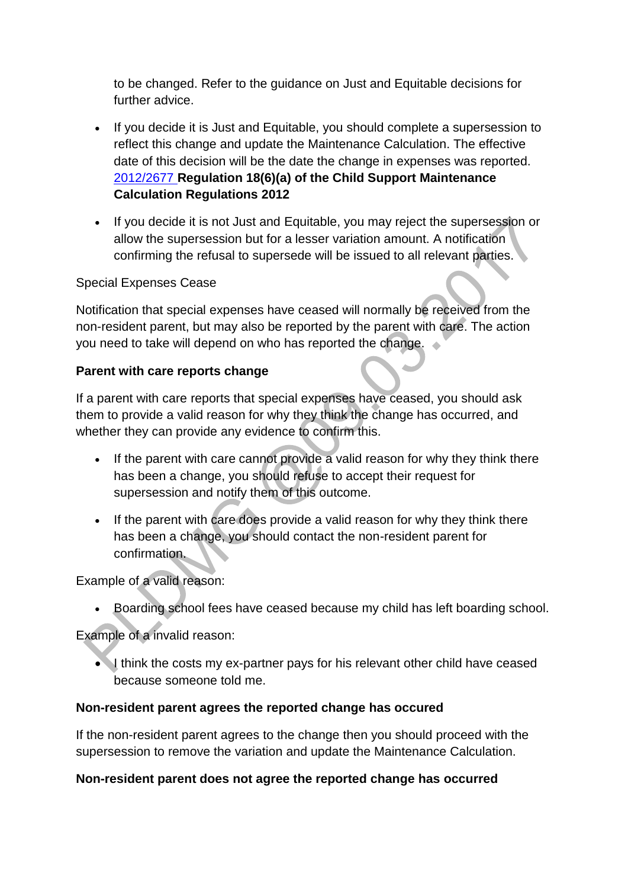to be changed. Refer to the guidance on Just and Equitable decisions for further advice.

- If you decide it is Just and Equitable, you should complete a supersession to reflect this change and update the Maintenance Calculation. The effective date of this decision will be the date the change in expenses was reported. 2012/2677 **Regulation 18(6)(a) of the Child Support Maintenance Calculation Regulations 2012**

- If you decide it is not Just and Equitable, you may reject the supersession or allow the supersession but for a lesser variation amount. A notification confirming the refusal to supersede will be issued to all relevant parties.

Special Expenses Cease

Notification that special expenses have ceased will normally be received from the non-resident parent, but may also be reported by the parent with care. The action you need to take will depend on who has reported the change.

**Parent with care reports change**

If a parent with care reports that special expenses have ceased, you should ask them to provide a valid reason for why they think the change has occurred, and whether they can provide any evidence to confirm this.

- If the parent with care cannot provide a valid reason for why they think there has been a change, you should refuse to accept their request for supersession and notify them of this outcome.

- If the parent with care does provide a valid reason for why they think there has been a change, you should contact the non-resident parent for confirmation.

Example of a valid reason:

- Boarding school fees have ceased because my child has left boarding school.

Example of a invalid reason:

- I think the costs my ex-partner pays for his relevant other child have ceased because someone told me.

**Non-resident parent agrees the reported change has occured**

If the non-resident parent agrees to the change then you should proceed with the supersession to remove the variation and update the Maintenance Calculation.

**Non-resident parent does not agree the reported change has occurred**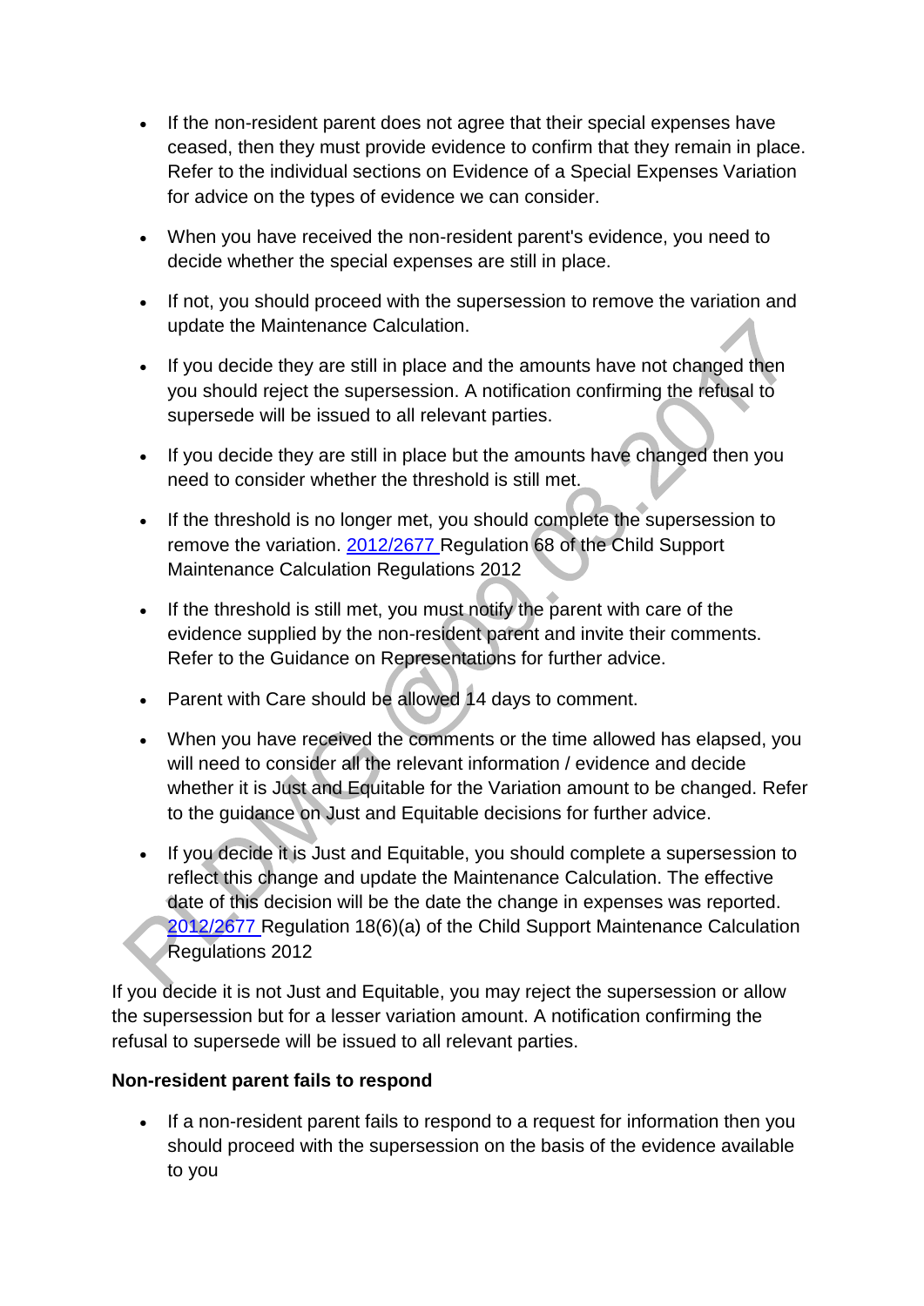- If the non-resident parent does not agree that their special expenses have ceased, then they must provide evidence to confirm that they remain in place. Refer to the individual sections on Evidence of a Special Expenses Variation for advice on the types of evidence we can consider.

- When you have received the non-resident parent's evidence, you need to decide whether the special expenses are still in place.

- If not, you should proceed with the supersession to remove the variation and update the Maintenance Calculation.

- If you decide they are still in place and the amounts have not changed then you should reject the supersession. A notification confirming the refusal to supersede will be issued to all relevant parties.

- If you decide they are still in place but the amounts have changed then you need to consider whether the threshold is still met.

- If the threshold is no longer met, you should complete the supersession to remove the variation. 2012/2677 Regulation 68 of the Child Support Maintenance Calculation Regulations 2012

- If the threshold is still met, you must notify the parent with care of the evidence supplied by the non-resident parent and invite their comments. Refer to the Guidance on Representations for further advice.

- Parent with Care should be allowed 14 days to comment.

- When you have received the comments or the time allowed has elapsed, you will need to consider all the relevant information / evidence and decide whether it is Just and Equitable for the Variation amount to be changed. Refer to the guidance on Just and Equitable decisions for further advice.

- If you decide it is Just and Equitable, you should complete a supersession to reflect this change and update the Maintenance Calculation. The effective date of this decision will be the date the change in expenses was reported. 2012/2677 Regulation 18(6)(a) of the Child Support Maintenance Calculation Regulations 2012

If you decide it is not Just and Equitable, you may reject the supersession or allow the supersession but for a lesser variation amount. A notification confirming the refusal to supersede will be issued to all relevant parties.

**Non-resident parent fails to respond**

- If a non-resident parent fails to respond to a request for information then you should proceed with the supersession on the basis of the evidence available to you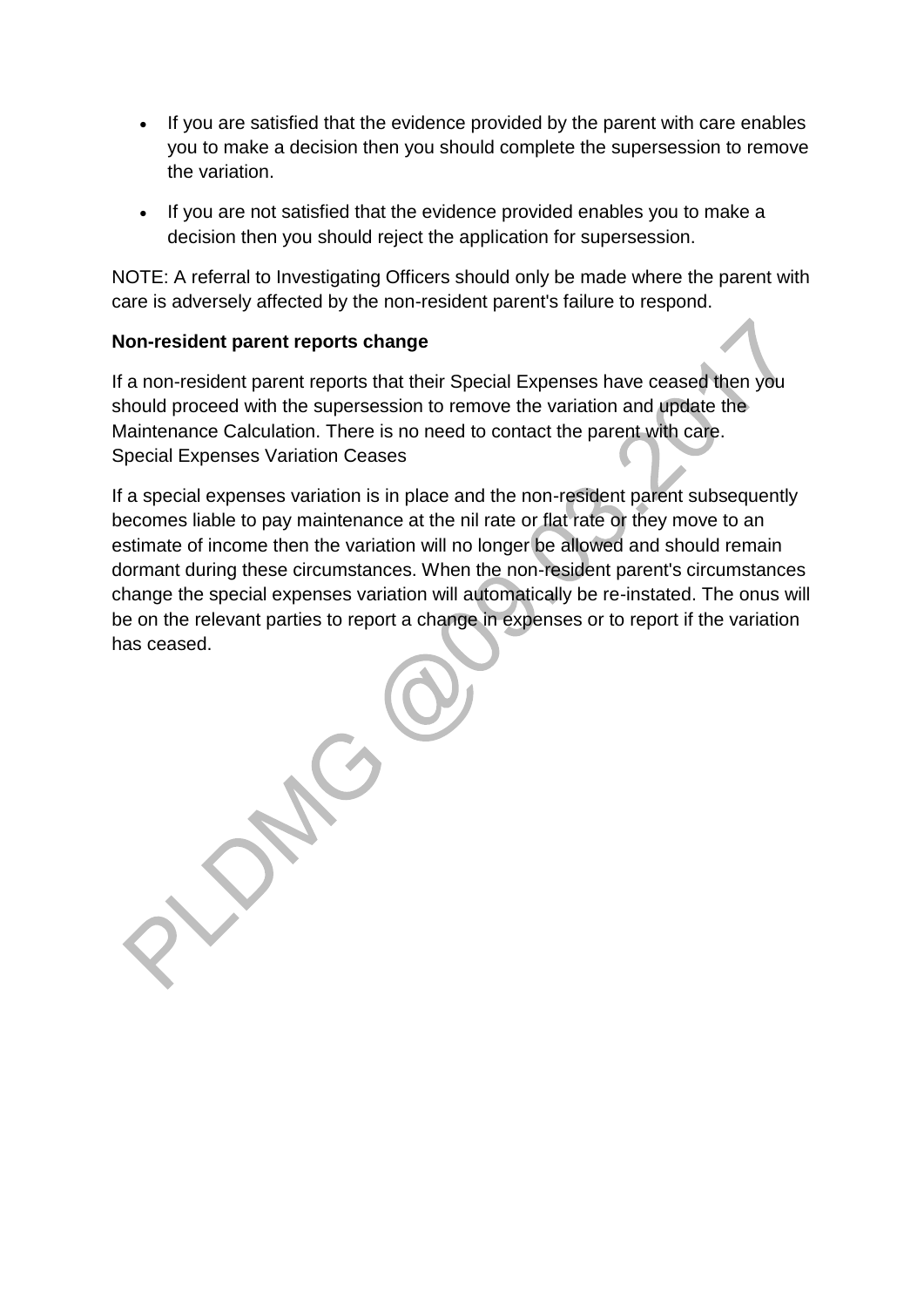- If you are satisfied that the evidence provided by the parent with care enables you to make a decision then you should complete the supersession to remove the variation.
- If you are not satisfied that the evidence provided enables you to make a decision then you should reject the application for supersession.

NOTE: A referral to Investigating Officers should only be made where the parent with care is adversely affected by the non-resident parent's failure to respond.

**Non-resident parent reports change**

If a non-resident parent reports that their Special Expenses have ceased then you should proceed with the supersession to remove the variation and update the Maintenance Calculation. There is no need to contact the parent with care.
Special Expenses Variation Ceases

If a special expenses variation is in place and the non-resident parent subsequently becomes liable to pay maintenance at the nil rate or flat rate or they move to an estimate of income then the variation will no longer be allowed and should remain dormant during these circumstances. When the non-resident parent's circumstances change the special expenses variation will automatically be re-instated. The onus will be on the relevant parties to report a change in expenses or to report if the variation has ceased.